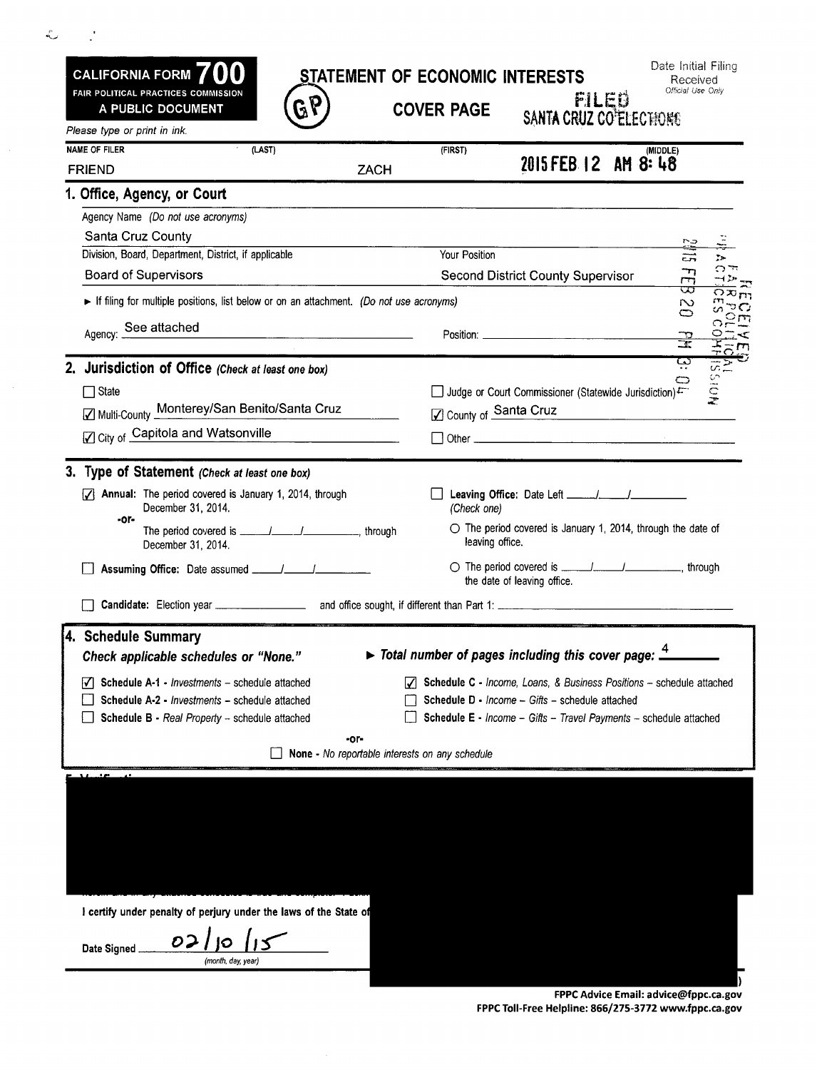**CALIFORNIA FORM 700**
**FAIR POLITICAL PRACTICES COMMISSION**
**A PUBLIC DOCUMENT**

# STATEMENT OF ECONOMIC INTERESTS

## COVER PAGE

GP

Date Initial Filing Received
*Official Use Only*

FILED
SANTA CRUZ CO ELECTIONS
2015 FEB 12 AM 8:48

RECEIVED
FAIR POLITICAL PRACTICES COMMISSION
2015 FEB 20 PM 3:04

*Please type or print in ink.*

| NAME OF FILER (LAST) | (FIRST) | (MIDDLE) |
|---|---|---|
| FRIEND | ZACH | |

### 1. Office, Agency, or Court

Agency Name *(Do not use acronyms)*
Santa Cruz County

| Division, Board, Department, District, if applicable | Your Position |
|---|---|
| Board of Supervisors | Second District County Supervisor |

► If filing for multiple positions, list below or on an attachment. *(Do not use acronyms)*

Agency: See attached          Position: ____________

### 2. Jurisdiction of Office *(Check at least one box)*

- ☐ State
- ☑ Multi-County Monterey/San Benito/Santa Cruz
- ☑ City of Capitola and Watsonville
- ☐ Judge or Court Commissioner (Statewide Jurisdiction)
- ☑ County of Santa Cruz
- ☐ Other ____________

### 3. Type of Statement *(Check at least one box)*

- ☑ **Annual:** The period covered is January 1, 2014, through December 31, 2014.
  -or-
  The period covered is \_\_\_\_/\_\_\_\_/\_\_\_\_\_\_, through December 31, 2014.
- ☐ **Assuming Office:** Date assumed \_\_\_\_/\_\_\_\_/\_\_\_\_\_\_
- ☐ **Leaving Office:** Date Left \_\_\_\_/\_\_\_\_/\_\_\_\_\_\_
  (Check one)
  - ○ The period covered is January 1, 2014, through the date of leaving office.
  - ○ The period covered is \_\_\_\_/\_\_\_\_/\_\_\_\_\_\_, through the date of leaving office.
- ☐ **Candidate:** Election year ____________ and office sought, if different than Part 1: ____________

### 4. Schedule Summary

***Check applicable schedules or "None."***

► ***Total number of pages including this cover page:*** 4

- ☑ **Schedule A-1** - *Investments* – schedule attached
- ☐ **Schedule A-2** - *Investments* – schedule attached
- ☐ **Schedule B** - *Real Property* – schedule attached
- ☑ **Schedule C** - *Income, Loans, & Business Positions* – schedule attached
- ☐ **Schedule D** - *Income – Gifts* – schedule attached
- ☐ **Schedule E** - *Income – Gifts – Travel Payments* – schedule attached

-or-

- ☐ **None** - *No reportable interests on any schedule*

I certify under penalty of perjury under the laws of the State of

Date Signed 02/10/15
(month, day, year)

**FPPC Advice Email: advice@fppc.ca.gov**
**FPPC Toll-Free Helpline: 866/275-3772 www.fppc.ca.gov**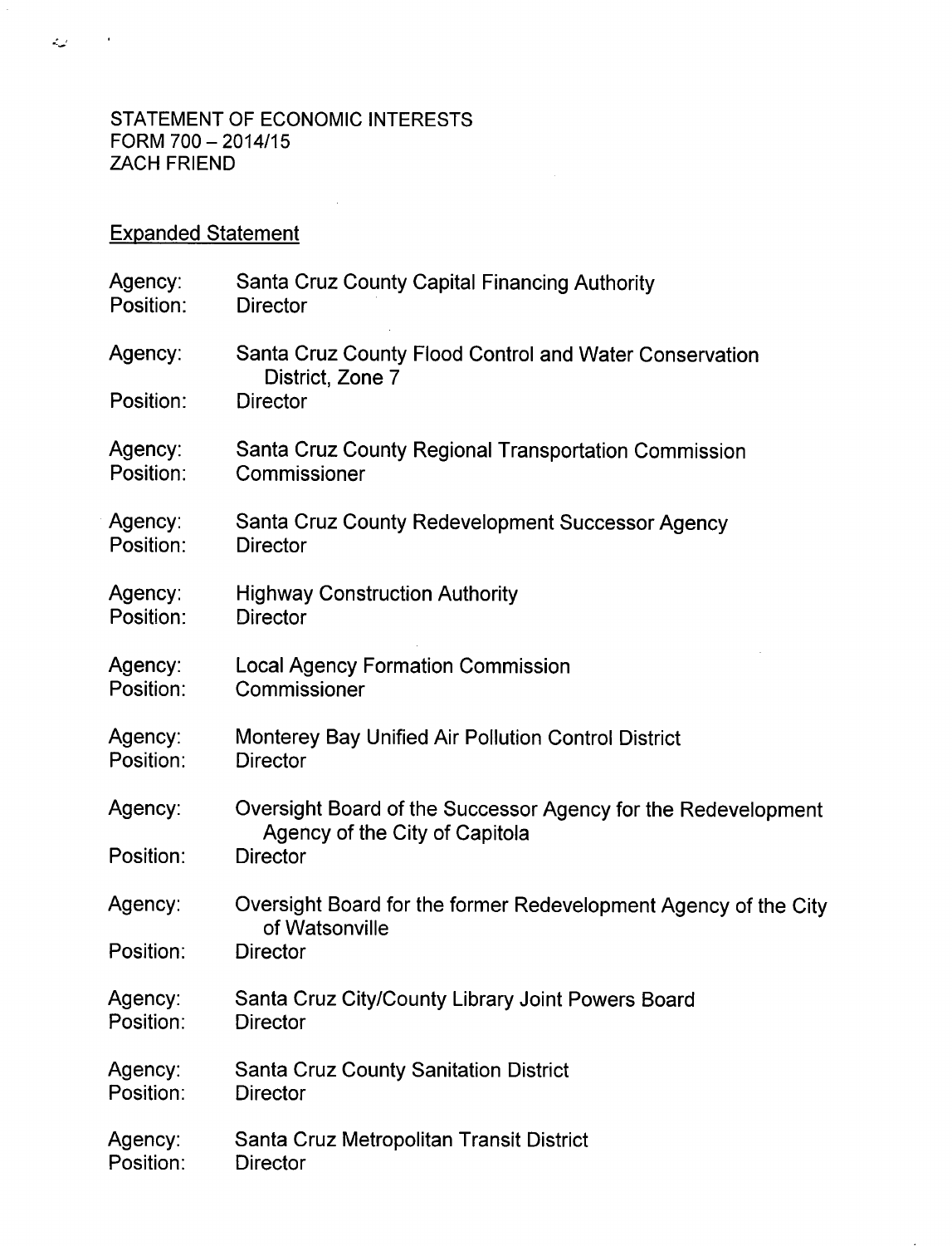STATEMENT OF ECONOMIC INTERESTS
FORM 700 – 2014/15
ZACH FRIEND

## Expanded Statement

Agency: Santa Cruz County Capital Financing Authority
Position: Director

Agency: Santa Cruz County Flood Control and Water Conservation District, Zone 7
Position: Director

Agency: Santa Cruz County Regional Transportation Commission
Position: Commissioner

Agency: Santa Cruz County Redevelopment Successor Agency
Position: Director

Agency: Highway Construction Authority
Position: Director

Agency: Local Agency Formation Commission
Position: Commissioner

Agency: Monterey Bay Unified Air Pollution Control District
Position: Director

Agency: Oversight Board of the Successor Agency for the Redevelopment Agency of the City of Capitola
Position: Director

Agency: Oversight Board for the former Redevelopment Agency of the City of Watsonville
Position: Director

Agency: Santa Cruz City/County Library Joint Powers Board
Position: Director

Agency: Santa Cruz County Sanitation District
Position: Director

Agency: Santa Cruz Metropolitan Transit District
Position: Director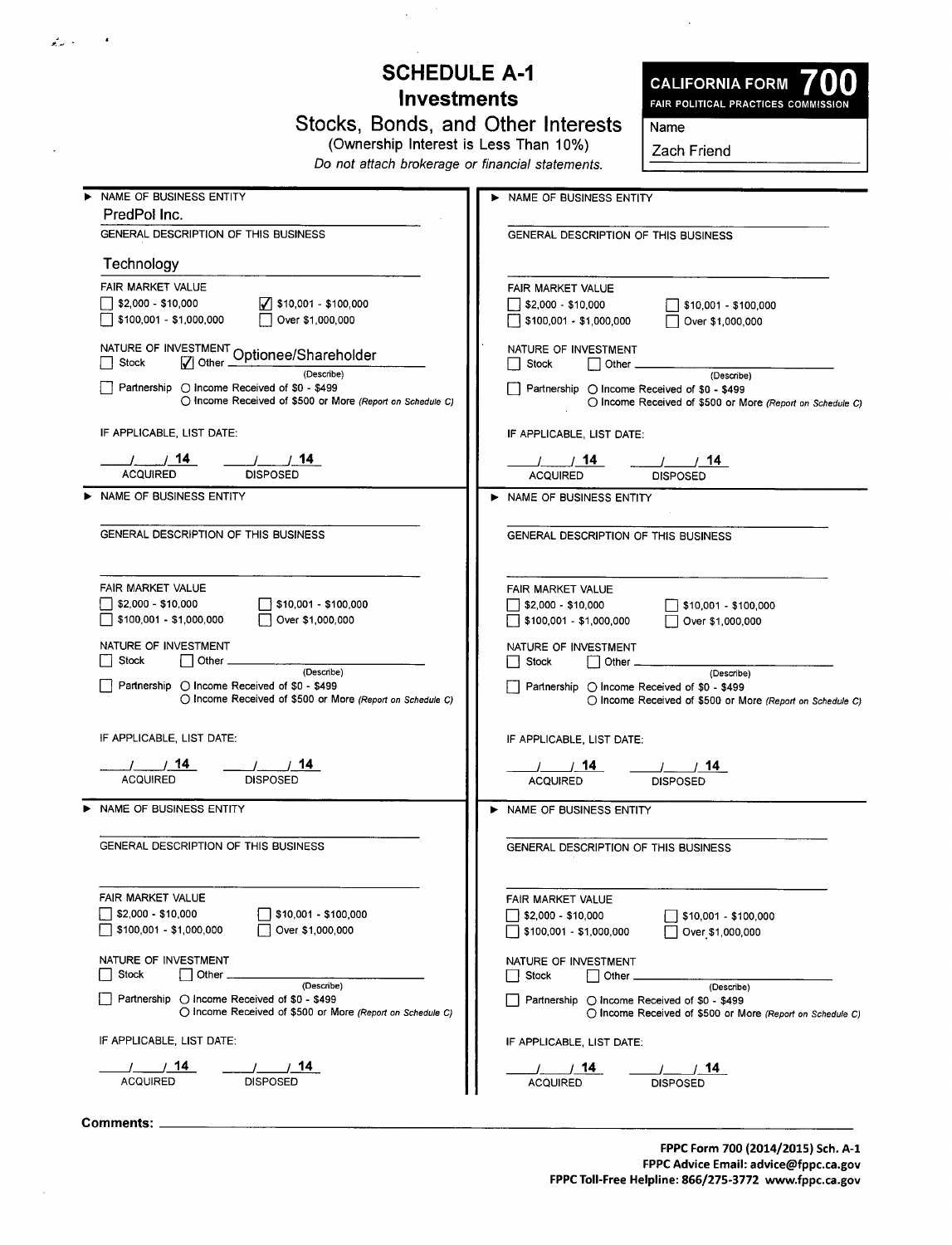# SCHEDULE A-1
## Investments
### Stocks, Bonds, and Other Interests

(Ownership Interest is Less Than 10%)

*Do not attach brokerage or financial statements.*

**CALIFORNIA FORM 700**
FAIR POLITICAL PRACTICES COMMISSION

Name
Zach Friend

---

► NAME OF BUSINESS ENTITY
PredPol Inc.

GENERAL DESCRIPTION OF THIS BUSINESS
Technology

FAIR MARKET VALUE
- [ ] $2,000 - $10,000
- [x] $10,001 - $100,000
- [ ] $100,001 - $1,000,000
- [ ] Over $1,000,000

NATURE OF INVESTMENT
- [ ] Stock
- [x] Other Optionee/Shareholder (Describe)
- [ ] Partnership ○ Income Received of $0 - $499 ○ Income Received of $500 or More *(Report on Schedule C)*

IF APPLICABLE, LIST DATE:

___/___/ 14 ACQUIRED ___/___/ 14 DISPOSED

---

► NAME OF BUSINESS ENTITY

GENERAL DESCRIPTION OF THIS BUSINESS

FAIR MARKET VALUE
- [ ] $2,000 - $10,000
- [ ] $10,001 - $100,000
- [ ] $100,001 - $1,000,000
- [ ] Over $1,000,000

NATURE OF INVESTMENT
- [ ] Stock
- [ ] Other ________ (Describe)
- [ ] Partnership ○ Income Received of $0 - $499 ○ Income Received of $500 or More *(Report on Schedule C)*

IF APPLICABLE, LIST DATE:

___/___/ 14 ACQUIRED ___/___/ 14 DISPOSED

---

► NAME OF BUSINESS ENTITY

GENERAL DESCRIPTION OF THIS BUSINESS

FAIR MARKET VALUE
- [ ] $2,000 - $10,000
- [ ] $10,001 - $100,000
- [ ] $100,001 - $1,000,000
- [ ] Over $1,000,000

NATURE OF INVESTMENT
- [ ] Stock
- [ ] Other ________ (Describe)
- [ ] Partnership ○ Income Received of $0 - $499 ○ Income Received of $500 or More *(Report on Schedule C)*

IF APPLICABLE, LIST DATE:

___/___/ 14 ACQUIRED ___/___/ 14 DISPOSED

---

► NAME OF BUSINESS ENTITY

GENERAL DESCRIPTION OF THIS BUSINESS

FAIR MARKET VALUE
- [ ] $2,000 - $10,000
- [ ] $10,001 - $100,000
- [ ] $100,001 - $1,000,000
- [ ] Over $1,000,000

NATURE OF INVESTMENT
- [ ] Stock
- [ ] Other ________ (Describe)
- [ ] Partnership ○ Income Received of $0 - $499 ○ Income Received of $500 or More *(Report on Schedule C)*

IF APPLICABLE, LIST DATE:

___/___/ 14 ACQUIRED ___/___/ 14 DISPOSED

---

► NAME OF BUSINESS ENTITY

GENERAL DESCRIPTION OF THIS BUSINESS

FAIR MARKET VALUE
- [ ] $2,000 - $10,000
- [ ] $10,001 - $100,000
- [ ] $100,001 - $1,000,000
- [ ] Over $1,000,000

NATURE OF INVESTMENT
- [ ] Stock
- [ ] Other ________ (Describe)
- [ ] Partnership ○ Income Received of $0 - $499 ○ Income Received of $500 or More *(Report on Schedule C)*

IF APPLICABLE, LIST DATE:

___/___/ 14 ACQUIRED ___/___/ 14 DISPOSED

---

► NAME OF BUSINESS ENTITY

GENERAL DESCRIPTION OF THIS BUSINESS

FAIR MARKET VALUE
- [ ] $2,000 - $10,000
- [ ] $10,001 - $100,000
- [ ] $100,001 - $1,000,000
- [ ] Over $1,000,000

NATURE OF INVESTMENT
- [ ] Stock
- [ ] Other ________ (Describe)
- [ ] Partnership ○ Income Received of $0 - $499 ○ Income Received of $500 or More *(Report on Schedule C)*

IF APPLICABLE, LIST DATE:

___/___/ 14 ACQUIRED ___/___/ 14 DISPOSED

---

**Comments:** ________

FPPC Form 700 (2014/2015) Sch. A-1
FPPC Advice Email: advice@fppc.ca.gov
FPPC Toll-Free Helpline: 866/275-3772 www.fppc.ca.gov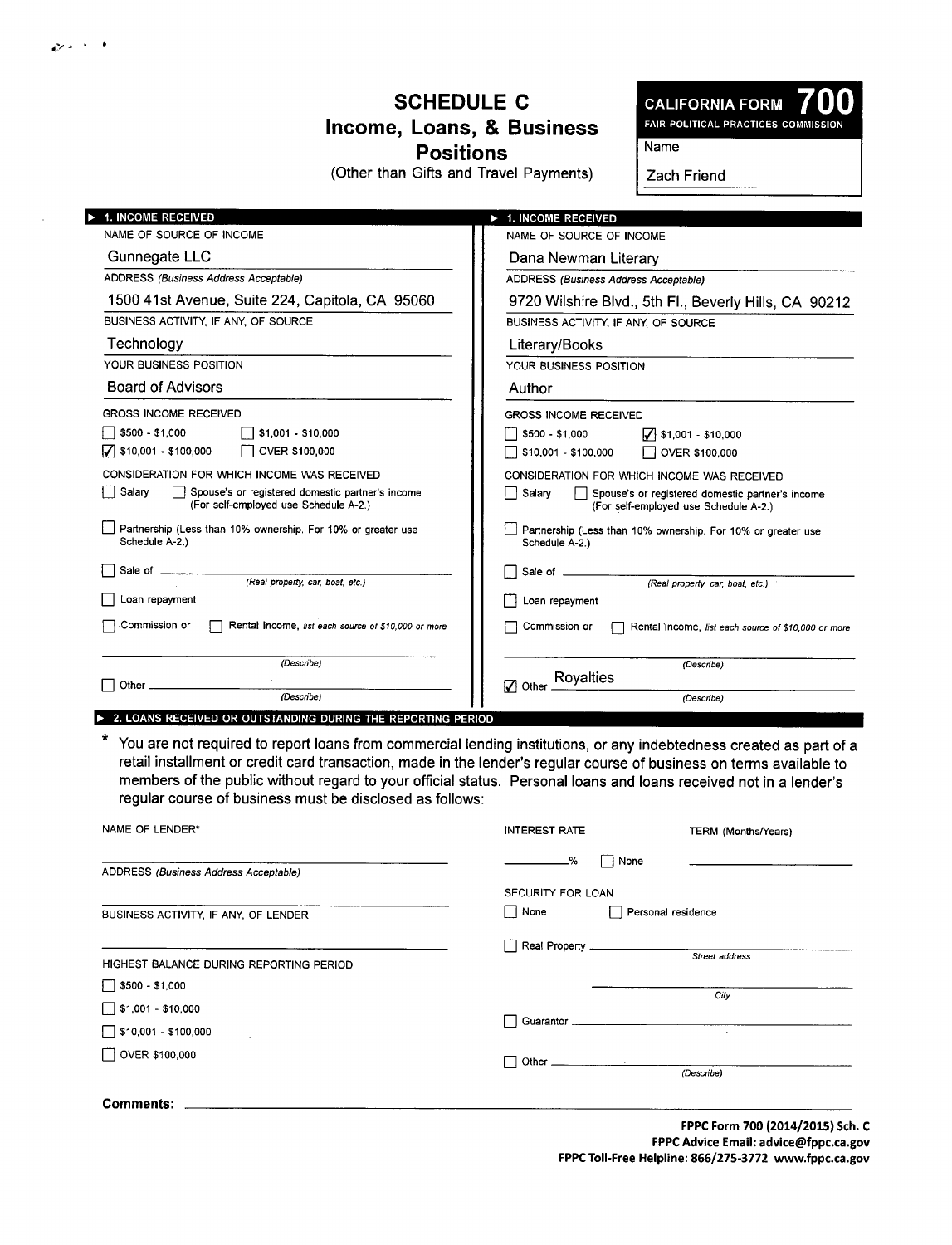# SCHEDULE C
## Income, Loans, & Business Positions
(Other than Gifts and Travel Payments)

**CALIFORNIA FORM 700**
FAIR POLITICAL PRACTICES COMMISSION

Name: Zach Friend

## ► 1. INCOME RECEIVED

NAME OF SOURCE OF INCOME
Gunnegate LLC

ADDRESS *(Business Address Acceptable)*
1500 41st Avenue, Suite 224, Capitola, CA 95060

BUSINESS ACTIVITY, IF ANY, OF SOURCE
Technology

YOUR BUSINESS POSITION
Board of Advisors

GROSS INCOME RECEIVED
- [ ] $500 - $1,000
- [ ] $1,001 - $10,000
- [x] $10,001 - $100,000
- [ ] OVER $100,000

CONSIDERATION FOR WHICH INCOME WAS RECEIVED
- [ ] Salary
- [ ] Spouse's or registered domestic partner's income (For self-employed use Schedule A-2.)
- [ ] Partnership (Less than 10% ownership. For 10% or greater use Schedule A-2.)
- [ ] Sale of ____________ *(Real property, car, boat, etc.)*
- [ ] Loan repayment
- [ ] Commission or
- [ ] Rental Income, *list each source of $10,000 or more*

____________ *(Describe)*

- [ ] Other ____________ *(Describe)*

## ► 1. INCOME RECEIVED

NAME OF SOURCE OF INCOME
Dana Newman Literary

ADDRESS *(Business Address Acceptable)*
9720 Wilshire Blvd., 5th Fl., Beverly Hills, CA 90212

BUSINESS ACTIVITY, IF ANY, OF SOURCE
Literary/Books

YOUR BUSINESS POSITION
Author

GROSS INCOME RECEIVED
- [ ] $500 - $1,000
- [x] $1,001 - $10,000
- [ ] $10,001 - $100,000
- [ ] OVER $100,000

CONSIDERATION FOR WHICH INCOME WAS RECEIVED
- [ ] Salary
- [ ] Spouse's or registered domestic partner's income (For self-employed use Schedule A-2.)
- [ ] Partnership (Less than 10% ownership. For 10% or greater use Schedule A-2.)
- [ ] Sale of ____________ *(Real property, car, boat, etc.)*
- [ ] Loan repayment
- [ ] Commission or
- [ ] Rental Income, *list each source of $10,000 or more*

____________ *(Describe)*

- [x] Other Royalties *(Describe)*

## ► 2. LOANS RECEIVED OR OUTSTANDING DURING THE REPORTING PERIOD

\* You are not required to report loans from commercial lending institutions, or any indebtedness created as part of a retail installment or credit card transaction, made in the lender's regular course of business on terms available to members of the public without regard to your official status. Personal loans and loans received not in a lender's regular course of business must be disclosed as follows:

NAME OF LENDER*
____________

ADDRESS *(Business Address Acceptable)*
____________

BUSINESS ACTIVITY, IF ANY, OF LENDER
____________

HIGHEST BALANCE DURING REPORTING PERIOD
- [ ] $500 - $1,000
- [ ] $1,001 - $10,000
- [ ] $10,001 - $100,000
- [ ] OVER $100,000

INTEREST RATE
______% [ ] None

TERM (Months/Years)
____________

SECURITY FOR LOAN
- [ ] None
- [ ] Personal residence
- [ ] Real Property ____________ *Street address*

  ____________ *City*
- [ ] Guarantor ____________
- [ ] Other ____________ *(Describe)*

**Comments:** ____________

**FPPC Form 700 (2014/2015) Sch. C**
**FPPC Advice Email: advice@fppc.ca.gov**
**FPPC Toll-Free Helpline: 866/275-3772 www.fppc.ca.gov**